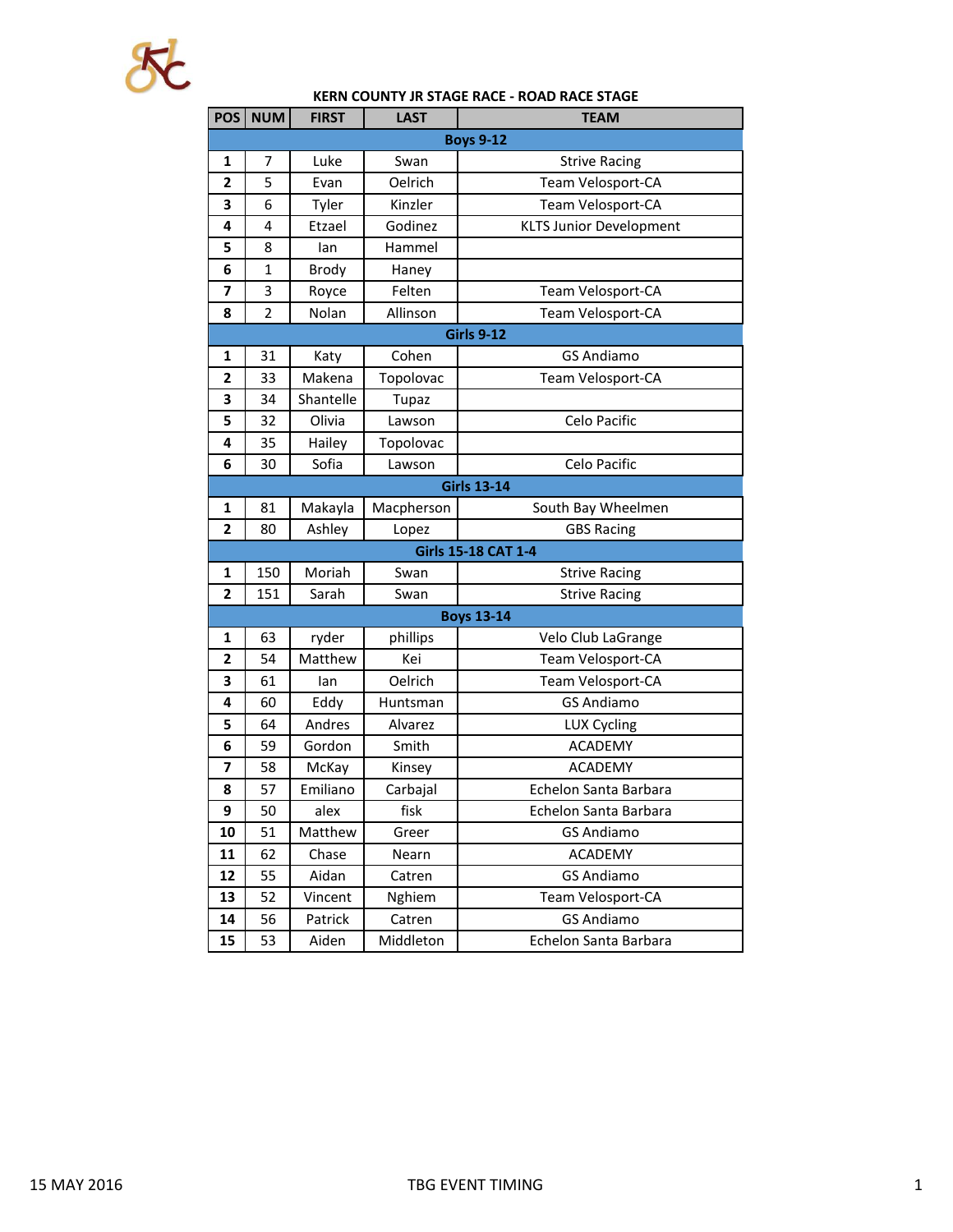KERN COUNTY JR STAGE RACE - ROAD RACE STAGE

| POS | NUM | FIRST | LAST | TEAM |
|---|---|---|---|---|
| **Boys 9-12** | | | | |
| 1 | 7 | Luke | Swan | Strive Racing |
| 2 | 5 | Evan | Oelrich | Team Velosport-CA |
| 3 | 6 | Tyler | Kinzler | Team Velosport-CA |
| 4 | 4 | Etzael | Godinez | KLTS Junior Development |
| 5 | 8 | Ian | Hammel | |
| 6 | 1 | Brody | Haney | |
| 7 | 3 | Royce | Felten | Team Velosport-CA |
| 8 | 2 | Nolan | Allinson | Team Velosport-CA |
| **Girls 9-12** | | | | |
| 1 | 31 | Katy | Cohen | GS Andiamo |
| 2 | 33 | Makena | Topolovac | Team Velosport-CA |
| 3 | 34 | Shantelle | Tupaz | |
| 5 | 32 | Olivia | Lawson | Celo Pacific |
| 4 | 35 | Hailey | Topolovac | |
| 6 | 30 | Sofia | Lawson | Celo Pacific |
| **Girls 13-14** | | | | |
| 1 | 81 | Makayla | Macpherson | South Bay Wheelmen |
| 2 | 80 | Ashley | Lopez | GBS Racing |
| **Girls 15-18 CAT 1-4** | | | | |
| 1 | 150 | Moriah | Swan | Strive Racing |
| 2 | 151 | Sarah | Swan | Strive Racing |
| **Boys 13-14** | | | | |
| 1 | 63 | ryder | phillips | Velo Club LaGrange |
| 2 | 54 | Matthew | Kei | Team Velosport-CA |
| 3 | 61 | Ian | Oelrich | Team Velosport-CA |
| 4 | 60 | Eddy | Huntsman | GS Andiamo |
| 5 | 64 | Andres | Alvarez | LUX Cycling |
| 6 | 59 | Gordon | Smith | ACADEMY |
| 7 | 58 | McKay | Kinsey | ACADEMY |
| 8 | 57 | Emiliano | Carbajal | Echelon Santa Barbara |
| 9 | 50 | alex | fisk | Echelon Santa Barbara |
| 10 | 51 | Matthew | Greer | GS Andiamo |
| 11 | 62 | Chase | Nearn | ACADEMY |
| 12 | 55 | Aidan | Catren | GS Andiamo |
| 13 | 52 | Vincent | Nghiem | Team Velosport-CA |
| 14 | 56 | Patrick | Catren | GS Andiamo |
| 15 | 53 | Aiden | Middleton | Echelon Santa Barbara |

15 MAY 2016 TBG EVENT TIMING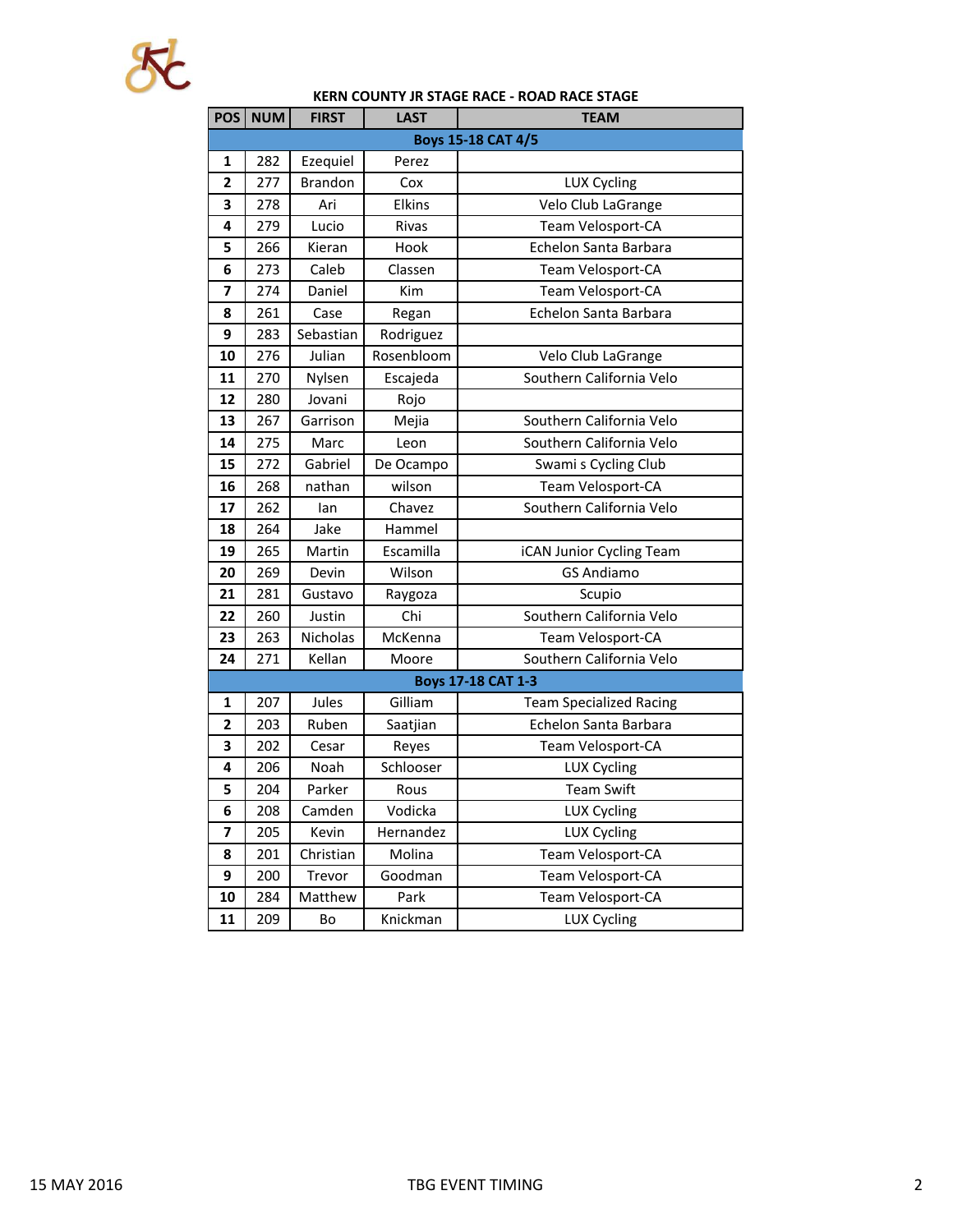**KERN COUNTY JR STAGE RACE - ROAD RACE STAGE**

| POS | NUM | FIRST | LAST | TEAM |
|---|---|---|---|---|
| **Boys 15-18 CAT 4/5** | | | | |
| 1 | 282 | Ezequiel | Perez | |
| 2 | 277 | Brandon | Cox | LUX Cycling |
| 3 | 278 | Ari | Elkins | Velo Club LaGrange |
| 4 | 279 | Lucio | Rivas | Team Velosport-CA |
| 5 | 266 | Kieran | Hook | Echelon Santa Barbara |
| 6 | 273 | Caleb | Classen | Team Velosport-CA |
| 7 | 274 | Daniel | Kim | Team Velosport-CA |
| 8 | 261 | Case | Regan | Echelon Santa Barbara |
| 9 | 283 | Sebastian | Rodriguez | |
| 10 | 276 | Julian | Rosenbloom | Velo Club LaGrange |
| 11 | 270 | Nylsen | Escajeda | Southern California Velo |
| 12 | 280 | Jovani | Rojo | |
| 13 | 267 | Garrison | Mejia | Southern California Velo |
| 14 | 275 | Marc | Leon | Southern California Velo |
| 15 | 272 | Gabriel | De Ocampo | Swami s Cycling Club |
| 16 | 268 | nathan | wilson | Team Velosport-CA |
| 17 | 262 | Ian | Chavez | Southern California Velo |
| 18 | 264 | Jake | Hammel | |
| 19 | 265 | Martin | Escamilla | iCAN Junior Cycling Team |
| 20 | 269 | Devin | Wilson | GS Andiamo |
| 21 | 281 | Gustavo | Raygoza | Scupio |
| 22 | 260 | Justin | Chi | Southern California Velo |
| 23 | 263 | Nicholas | McKenna | Team Velosport-CA |
| 24 | 271 | Kellan | Moore | Southern California Velo |
| **Boys 17-18 CAT 1-3** | | | | |
| 1 | 207 | Jules | Gilliam | Team Specialized Racing |
| 2 | 203 | Ruben | Saatjian | Echelon Santa Barbara |
| 3 | 202 | Cesar | Reyes | Team Velosport-CA |
| 4 | 206 | Noah | Schlooser | LUX Cycling |
| 5 | 204 | Parker | Rous | Team Swift |
| 6 | 208 | Camden | Vodicka | LUX Cycling |
| 7 | 205 | Kevin | Hernandez | LUX Cycling |
| 8 | 201 | Christian | Molina | Team Velosport-CA |
| 9 | 200 | Trevor | Goodman | Team Velosport-CA |
| 10 | 284 | Matthew | Park | Team Velosport-CA |
| 11 | 209 | Bo | Knickman | LUX Cycling |

15 MAY 2016 TBG EVENT TIMING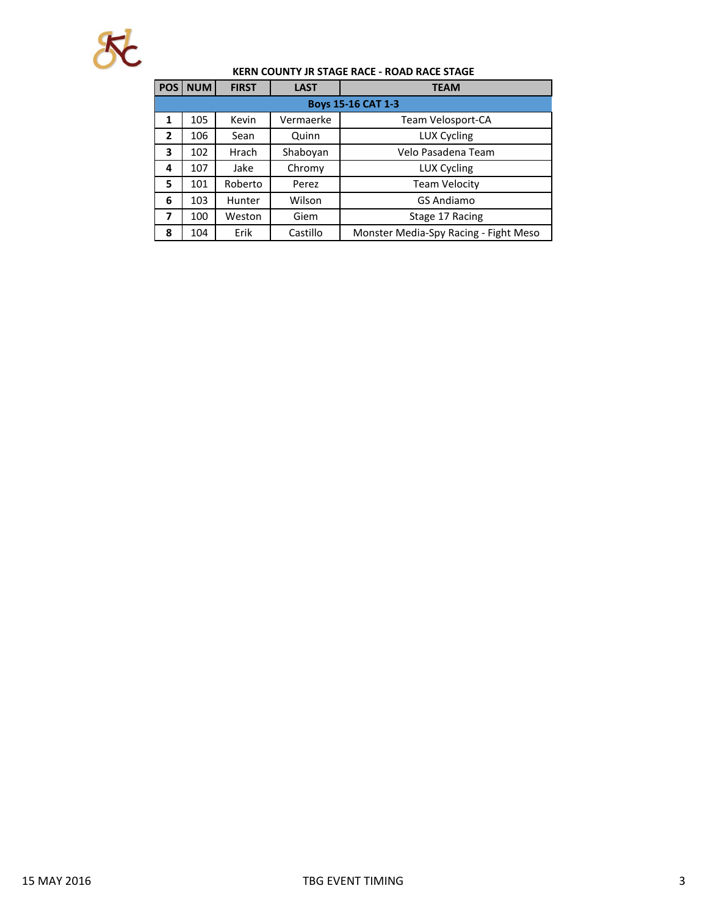**KERN COUNTY JR STAGE RACE - ROAD RACE STAGE**

| POS | NUM | FIRST | LAST | TEAM |
|---|---|---|---|---|
| **Boys 15-16 CAT 1-3** | | | | |
| **1** | 105 | Kevin | Vermaerke | Team Velosport-CA |
| **2** | 106 | Sean | Quinn | LUX Cycling |
| **3** | 102 | Hrach | Shaboyan | Velo Pasadena Team |
| **4** | 107 | Jake | Chromy | LUX Cycling |
| **5** | 101 | Roberto | Perez | Team Velocity |
| **6** | 103 | Hunter | Wilson | GS Andiamo |
| **7** | 100 | Weston | Giem | Stage 17 Racing |
| **8** | 104 | Erik | Castillo | Monster Media-Spy Racing - Fight Meso |

15 MAY 2016 TBG EVENT TIMING